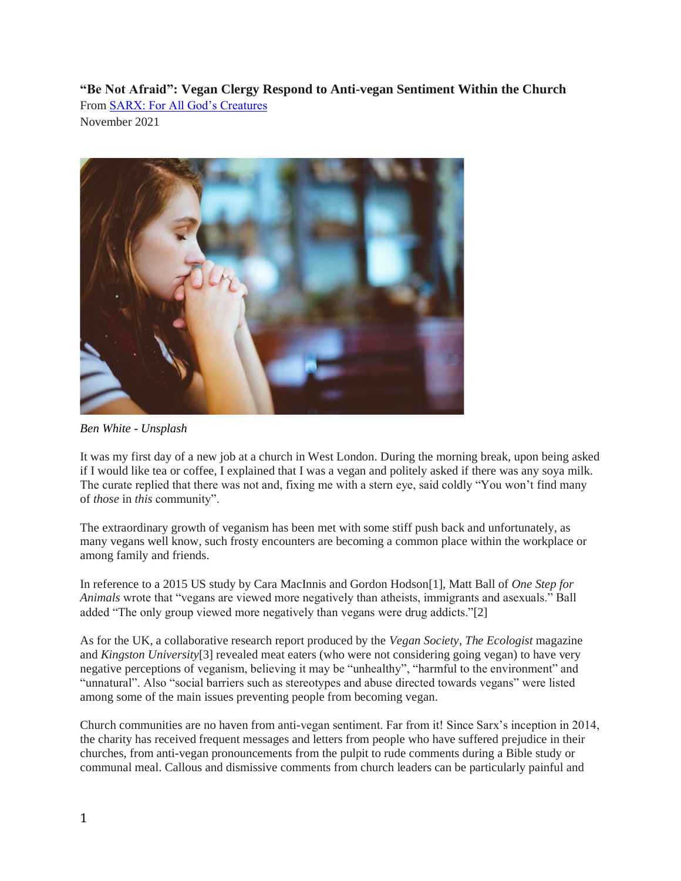**"Be Not Afraid": Vegan Clergy Respond to Anti-vegan Sentiment Within the Church**

From [SARX: For All God's Creatures]

November 2021

*Ben White - Unsplash*

It was my first day of a new job at a church in West London. During the morning break, upon being asked if I would like tea or coffee, I explained that I was a vegan and politely asked if there was any soya milk. The curate replied that there was not and, fixing me with a stern eye, said coldly "You won't find many of *those* in *this* community".

The extraordinary growth of veganism has been met with some stiff push back and unfortunately, as many vegans well know, such frosty encounters are becoming a common place within the workplace or among family and friends.

In reference to a 2015 US study by Cara MacInnis and Gordon Hodson[1], Matt Ball of *One Step for Animals* wrote that "vegans are viewed more negatively than atheists, immigrants and asexuals." Ball added "The only group viewed more negatively than vegans were drug addicts."[2]

As for the UK, a collaborative research report produced by the *Vegan Society*, *The Ecologist* magazine and *Kingston University*[3] revealed meat eaters (who were not considering going vegan) to have very negative perceptions of veganism, believing it may be "unhealthy", "harmful to the environment" and "unnatural". Also "social barriers such as stereotypes and abuse directed towards vegans" were listed among some of the main issues preventing people from becoming vegan.

Church communities are no haven from anti-vegan sentiment. Far from it! Since Sarx's inception in 2014, the charity has received frequent messages and letters from people who have suffered prejudice in their churches, from anti-vegan pronouncements from the pulpit to rude comments during a Bible study or communal meal. Callous and dismissive comments from church leaders can be particularly painful and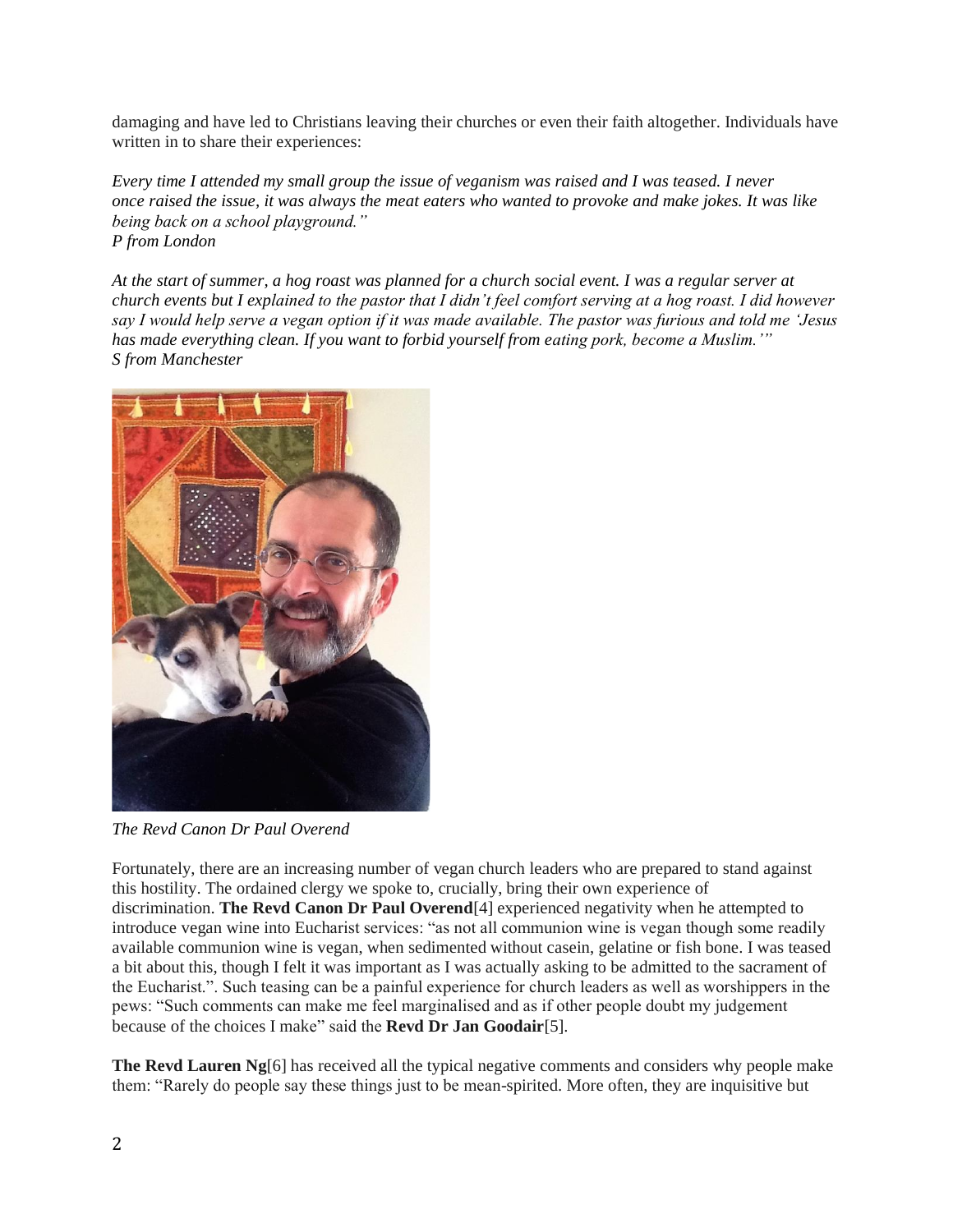damaging and have led to Christians leaving their churches or even their faith altogether. Individuals have written in to share their experiences:

*Every time I attended my small group the issue of veganism was raised and I was teased. I never once raised the issue, it was always the meat eaters who wanted to provoke and make jokes. It was like being back on a school playground."*
*P from London*

*At the start of summer, a hog roast was planned for a church social event. I was a regular server at church events but I explained to the pastor that I didn't feel comfort serving at a hog roast. I did however say I would help serve a vegan option if it was made available. The pastor was furious and told me 'Jesus has made everything clean. If you want to forbid yourself from eating pork, become a Muslim.'"*
*S from Manchester*

*The Revd Canon Dr Paul Overend*

Fortunately, there are an increasing number of vegan church leaders who are prepared to stand against this hostility. The ordained clergy we spoke to, crucially, bring their own experience of discrimination. **The Revd Canon Dr Paul Overend**[4] experienced negativity when he attempted to introduce vegan wine into Eucharist services: "as not all communion wine is vegan though some readily available communion wine is vegan, when sedimented without casein, gelatine or fish bone. I was teased a bit about this, though I felt it was important as I was actually asking to be admitted to the sacrament of the Eucharist.". Such teasing can be a painful experience for church leaders as well as worshippers in the pews: "Such comments can make me feel marginalised and as if other people doubt my judgement because of the choices I make" said the **Revd Dr Jan Goodair**[5].

**The Revd Lauren Ng**[6] has received all the typical negative comments and considers why people make them: "Rarely do people say these things just to be mean-spirited. More often, they are inquisitive but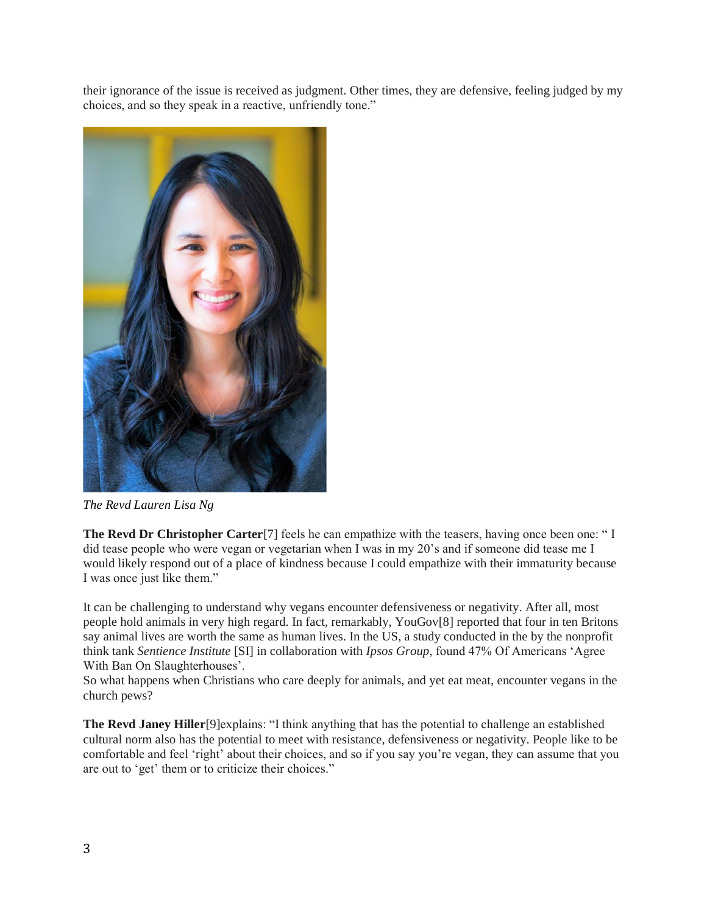their ignorance of the issue is received as judgment. Other times, they are defensive, feeling judged by my choices, and so they speak in a reactive, unfriendly tone."

*The Revd Lauren Lisa Ng*

**The Revd Dr Christopher Carter**[7] feels he can empathize with the teasers, having once been one: " I did tease people who were vegan or vegetarian when I was in my 20's and if someone did tease me I would likely respond out of a place of kindness because I could empathize with their immaturity because I was once just like them."

It can be challenging to understand why vegans encounter defensiveness or negativity. After all, most people hold animals in very high regard. In fact, remarkably, YouGov[8] reported that four in ten Britons say animal lives are worth the same as human lives. In the US, a study conducted in the by the nonprofit think tank *Sentience Institute* [SI] in collaboration with *Ipsos Group*, found 47% Of Americans 'Agree With Ban On Slaughterhouses'.
So what happens when Christians who care deeply for animals, and yet eat meat, encounter vegans in the church pews?

**The Revd Janey Hiller**[9]explains: "I think anything that has the potential to challenge an established cultural norm also has the potential to meet with resistance, defensiveness or negativity. People like to be comfortable and feel 'right' about their choices, and so if you say you're vegan, they can assume that you are out to 'get' them or to criticize their choices."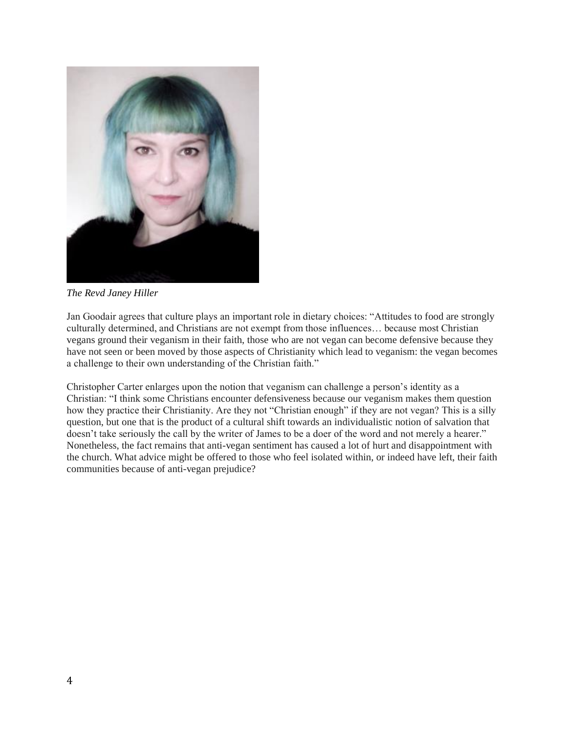*The Revd Janey Hiller*

Jan Goodair agrees that culture plays an important role in dietary choices: "Attitudes to food are strongly culturally determined, and Christians are not exempt from those influences… because most Christian vegans ground their veganism in their faith, those who are not vegan can become defensive because they have not seen or been moved by those aspects of Christianity which lead to veganism: the vegan becomes a challenge to their own understanding of the Christian faith."

Christopher Carter enlarges upon the notion that veganism can challenge a person's identity as a Christian: "I think some Christians encounter defensiveness because our veganism makes them question how they practice their Christianity. Are they not "Christian enough" if they are not vegan? This is a silly question, but one that is the product of a cultural shift towards an individualistic notion of salvation that doesn't take seriously the call by the writer of James to be a doer of the word and not merely a hearer." Nonetheless, the fact remains that anti-vegan sentiment has caused a lot of hurt and disappointment with the church. What advice might be offered to those who feel isolated within, or indeed have left, their faith communities because of anti-vegan prejudice?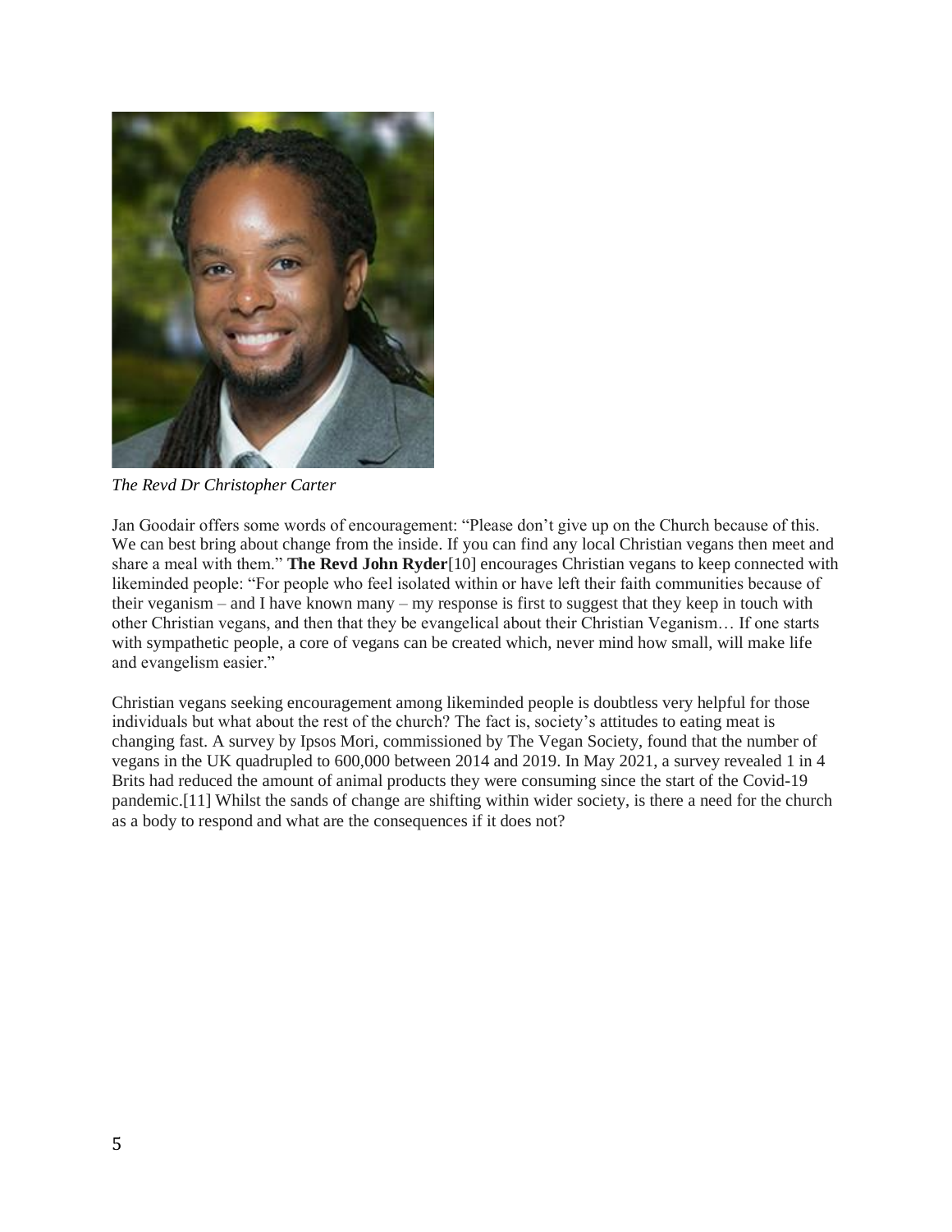*The Revd Dr Christopher Carter*

Jan Goodair offers some words of encouragement: "Please don't give up on the Church because of this. We can best bring about change from the inside. If you can find any local Christian vegans then meet and share a meal with them." **The Revd John Ryder**[10] encourages Christian vegans to keep connected with likeminded people: "For people who feel isolated within or have left their faith communities because of their veganism – and I have known many – my response is first to suggest that they keep in touch with other Christian vegans, and then that they be evangelical about their Christian Veganism… If one starts with sympathetic people, a core of vegans can be created which, never mind how small, will make life and evangelism easier."

Christian vegans seeking encouragement among likeminded people is doubtless very helpful for those individuals but what about the rest of the church? The fact is, society's attitudes to eating meat is changing fast. A survey by Ipsos Mori, commissioned by The Vegan Society, found that the number of vegans in the UK quadrupled to 600,000 between 2014 and 2019. In May 2021, a survey revealed 1 in 4 Brits had reduced the amount of animal products they were consuming since the start of the Covid-19 pandemic.[11] Whilst the sands of change are shifting within wider society, is there a need for the church as a body to respond and what are the consequences if it does not?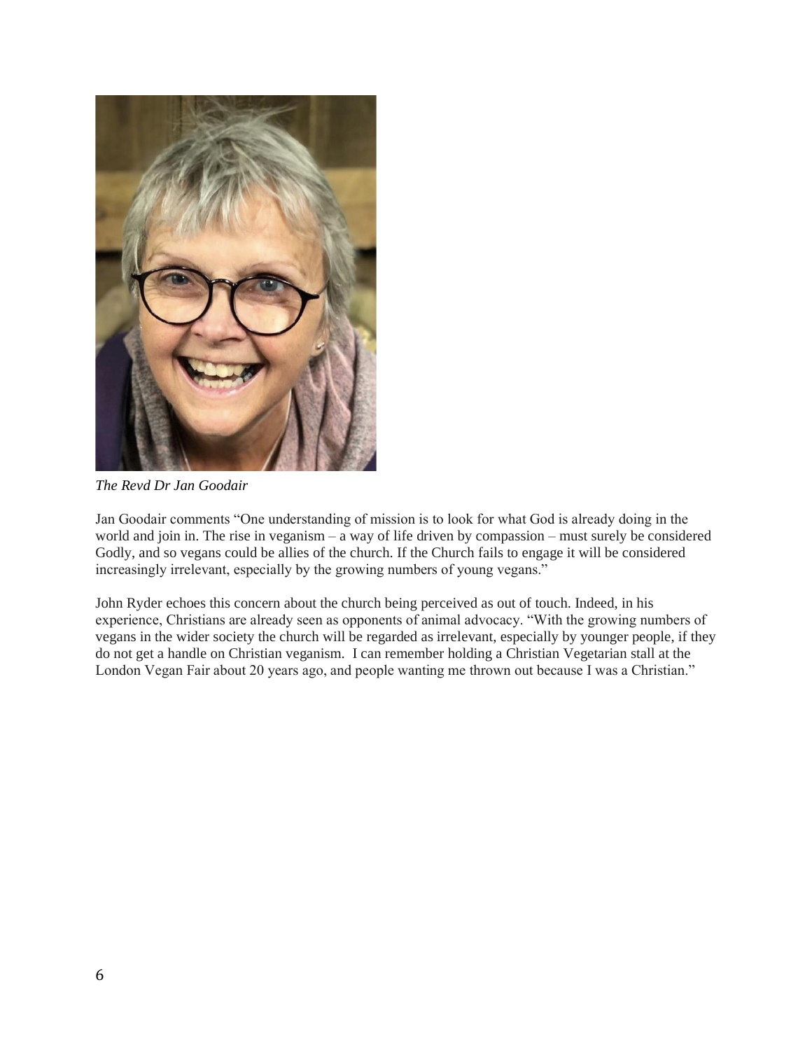*The Revd Dr Jan Goodair*

Jan Goodair comments "One understanding of mission is to look for what God is already doing in the world and join in. The rise in veganism – a way of life driven by compassion – must surely be considered Godly, and so vegans could be allies of the church. If the Church fails to engage it will be considered increasingly irrelevant, especially by the growing numbers of young vegans."

John Ryder echoes this concern about the church being perceived as out of touch. Indeed, in his experience, Christians are already seen as opponents of animal advocacy. "With the growing numbers of vegans in the wider society the church will be regarded as irrelevant, especially by younger people, if they do not get a handle on Christian veganism. I can remember holding a Christian Vegetarian stall at the London Vegan Fair about 20 years ago, and people wanting me thrown out because I was a Christian."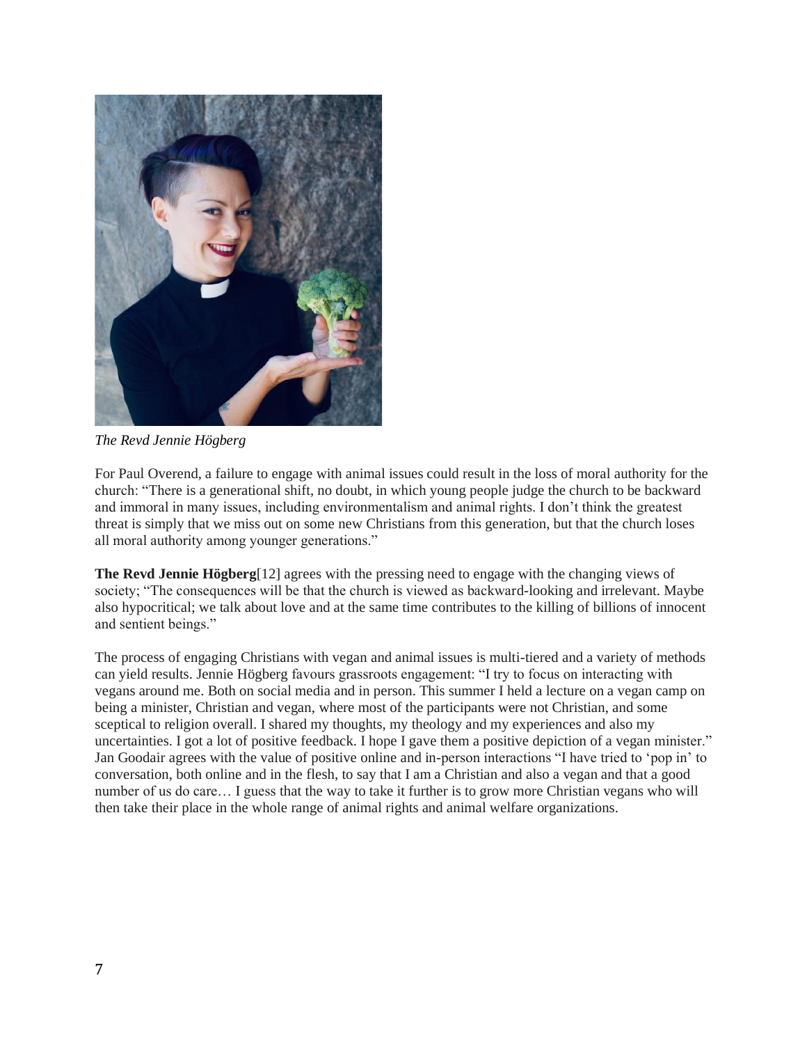*The Revd Jennie Högberg*

For Paul Overend, a failure to engage with animal issues could result in the loss of moral authority for the church: "There is a generational shift, no doubt, in which young people judge the church to be backward and immoral in many issues, including environmentalism and animal rights. I don't think the greatest threat is simply that we miss out on some new Christians from this generation, but that the church loses all moral authority among younger generations."

**The Revd Jennie Högberg**[12] agrees with the pressing need to engage with the changing views of society; "The consequences will be that the church is viewed as backward-looking and irrelevant. Maybe also hypocritical; we talk about love and at the same time contributes to the killing of billions of innocent and sentient beings."

The process of engaging Christians with vegan and animal issues is multi-tiered and a variety of methods can yield results. Jennie Högberg favours grassroots engagement: "I try to focus on interacting with vegans around me. Both on social media and in person. This summer I held a lecture on a vegan camp on being a minister, Christian and vegan, where most of the participants were not Christian, and some sceptical to religion overall. I shared my thoughts, my theology and my experiences and also my uncertainties. I got a lot of positive feedback. I hope I gave them a positive depiction of a vegan minister." Jan Goodair agrees with the value of positive online and in-person interactions "I have tried to 'pop in' to conversation, both online and in the flesh, to say that I am a Christian and also a vegan and that a good number of us do care… I guess that the way to take it further is to grow more Christian vegans who will then take their place in the whole range of animal rights and animal welfare organizations.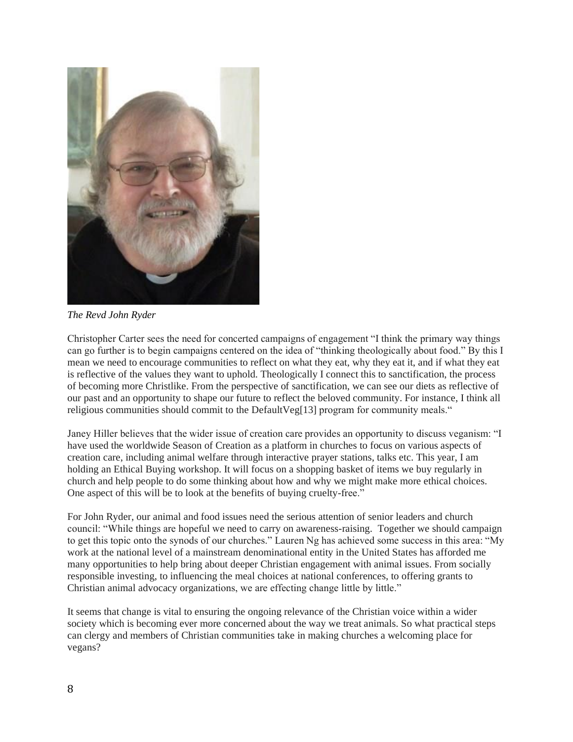*The Revd John Ryder*

Christopher Carter sees the need for concerted campaigns of engagement "I think the primary way things can go further is to begin campaigns centered on the idea of "thinking theologically about food." By this I mean we need to encourage communities to reflect on what they eat, why they eat it, and if what they eat is reflective of the values they want to uphold. Theologically I connect this to sanctification, the process of becoming more Christlike. From the perspective of sanctification, we can see our diets as reflective of our past and an opportunity to shape our future to reflect the beloved community. For instance, I think all religious communities should commit to the DefaultVeg[13] program for community meals."

Janey Hiller believes that the wider issue of creation care provides an opportunity to discuss veganism: "I have used the worldwide Season of Creation as a platform in churches to focus on various aspects of creation care, including animal welfare through interactive prayer stations, talks etc. This year, I am holding an Ethical Buying workshop. It will focus on a shopping basket of items we buy regularly in church and help people to do some thinking about how and why we might make more ethical choices. One aspect of this will be to look at the benefits of buying cruelty-free."

For John Ryder, our animal and food issues need the serious attention of senior leaders and church council: "While things are hopeful we need to carry on awareness-raising. Together we should campaign to get this topic onto the synods of our churches." Lauren Ng has achieved some success in this area: "My work at the national level of a mainstream denominational entity in the United States has afforded me many opportunities to help bring about deeper Christian engagement with animal issues. From socially responsible investing, to influencing the meal choices at national conferences, to offering grants to Christian animal advocacy organizations, we are effecting change little by little."

It seems that change is vital to ensuring the ongoing relevance of the Christian voice within a wider society which is becoming ever more concerned about the way we treat animals. So what practical steps can clergy and members of Christian communities take in making churches a welcoming place for vegans?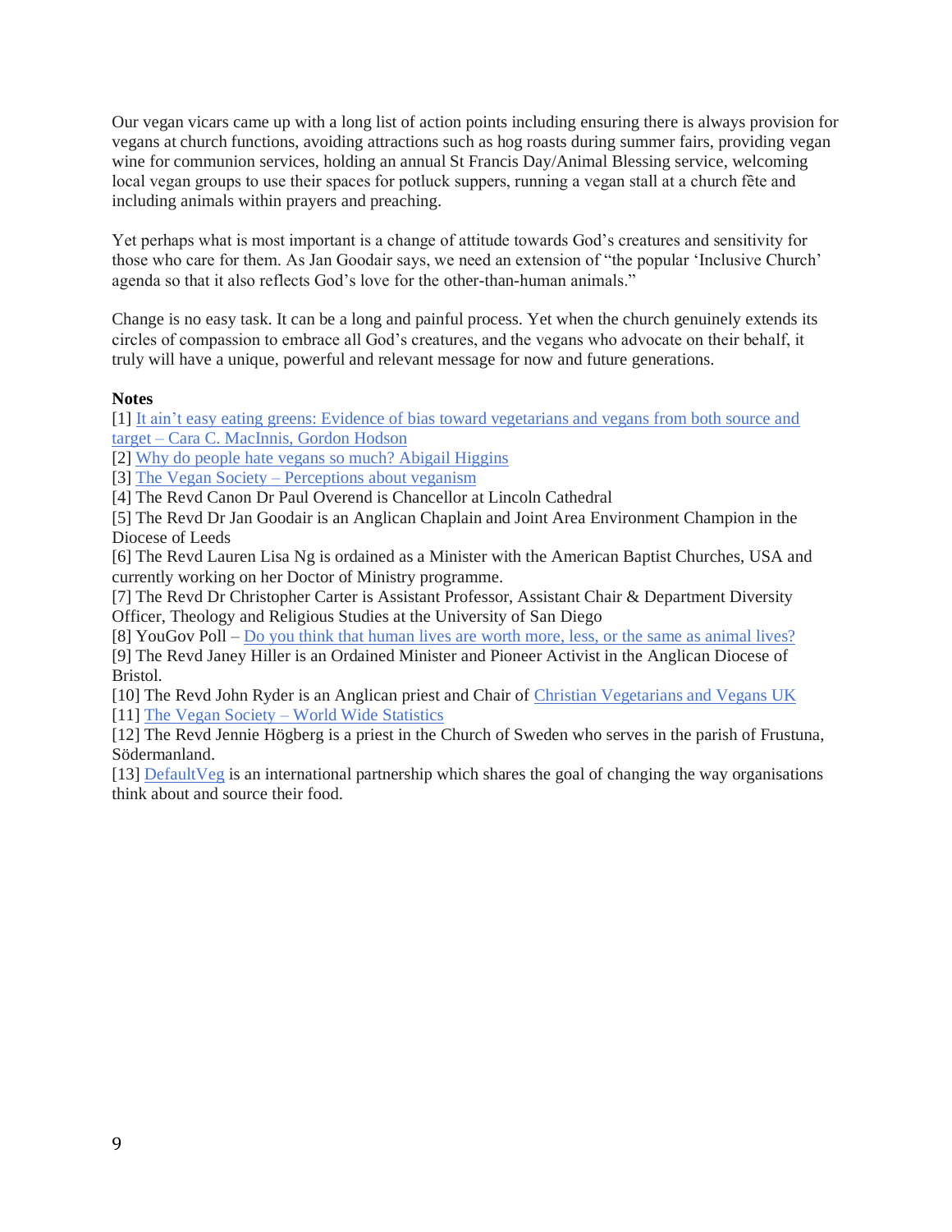Our vegan vicars came up with a long list of action points including ensuring there is always provision for vegans at church functions, avoiding attractions such as hog roasts during summer fairs, providing vegan wine for communion services, holding an annual St Francis Day/Animal Blessing service, welcoming local vegan groups to use their spaces for potluck suppers, running a vegan stall at a church fête and including animals within prayers and preaching.

Yet perhaps what is most important is a change of attitude towards God's creatures and sensitivity for those who care for them. As Jan Goodair says, we need an extension of "the popular 'Inclusive Church' agenda so that it also reflects God's love for the other-than-human animals."

Change is no easy task. It can be a long and painful process. Yet when the church genuinely extends its circles of compassion to embrace all God's creatures, and the vegans who advocate on their behalf, it truly will have a unique, powerful and relevant message for now and future generations.

**Notes**

[1] It ain't easy eating greens: Evidence of bias toward vegetarians and vegans from both source and target – Cara C. MacInnis, Gordon Hodson

[2] Why do people hate vegans so much? Abigail Higgins

[3] The Vegan Society – Perceptions about veganism

[4] The Revd Canon Dr Paul Overend is Chancellor at Lincoln Cathedral

[5] The Revd Dr Jan Goodair is an Anglican Chaplain and Joint Area Environment Champion in the Diocese of Leeds

[6] The Revd Lauren Lisa Ng is ordained as a Minister with the American Baptist Churches, USA and currently working on her Doctor of Ministry programme.

[7] The Revd Dr Christopher Carter is Assistant Professor, Assistant Chair & Department Diversity Officer, Theology and Religious Studies at the University of San Diego

[8] YouGov Poll – Do you think that human lives are worth more, less, or the same as animal lives?

[9] The Revd Janey Hiller is an Ordained Minister and Pioneer Activist in the Anglican Diocese of Bristol.

[10] The Revd John Ryder is an Anglican priest and Chair of Christian Vegetarians and Vegans UK

[11] The Vegan Society – World Wide Statistics

[12] The Revd Jennie Högberg is a priest in the Church of Sweden who serves in the parish of Frustuna, Södermanland.

[13] DefaultVeg is an international partnership which shares the goal of changing the way organisations think about and source their food.